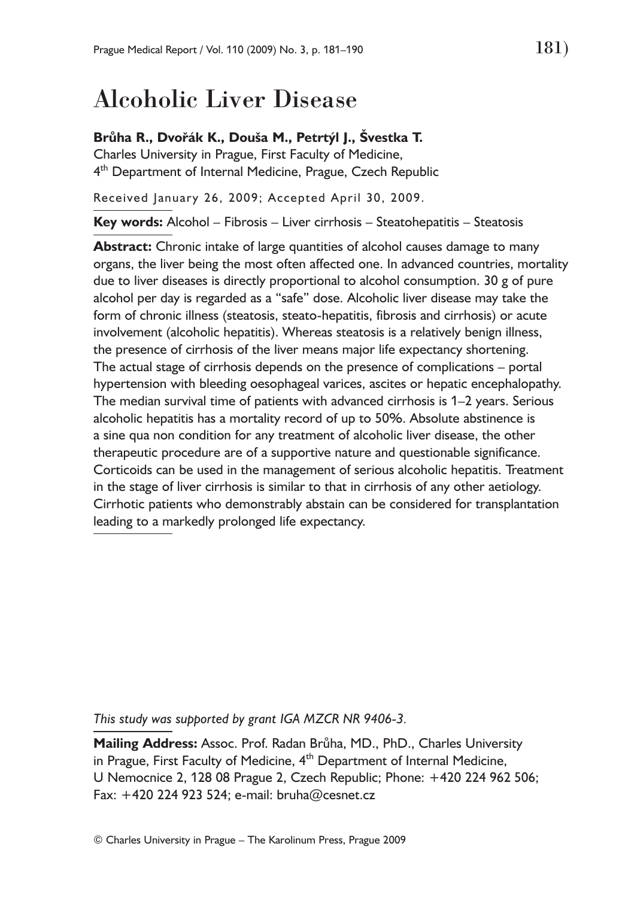// Alcoholic Liver Disease

**Brůha R., Dvořák K., Douša M., Petrtýl J., Švestka T.**
Charles University in Prague, First Faculty of Medicine,
4th Department of Internal Medicine, Prague, Czech Republic

Received January 26, 2009; Accepted April 30, 2009.

**Key words:** Alcohol – Fibrosis – Liver cirrhosis – Steatohepatitis – Steatosis

**Abstract:** Chronic intake of large quantities of alcohol causes damage to many organs, the liver being the most often affected one. In advanced countries, mortality due to liver diseases is directly proportional to alcohol consumption. 30 g of pure alcohol per day is regarded as a "safe" dose. Alcoholic liver disease may take the form of chronic illness (steatosis, steato-hepatitis, fibrosis and cirrhosis) or acute involvement (alcoholic hepatitis). Whereas steatosis is a relatively benign illness, the presence of cirrhosis of the liver means major life expectancy shortening. The actual stage of cirrhosis depends on the presence of complications – portal hypertension with bleeding oesophageal varices, ascites or hepatic encephalopathy. The median survival time of patients with advanced cirrhosis is 1–2 years. Serious alcoholic hepatitis has a mortality record of up to 50%. Absolute abstinence is a sine qua non condition for any treatment of alcoholic liver disease, the other therapeutic procedure are of a supportive nature and questionable significance. Corticoids can be used in the management of serious alcoholic hepatitis. Treatment in the stage of liver cirrhosis is similar to that in cirrhosis of any other aetiology. Cirrhotic patients who demonstrably abstain can be considered for transplantation leading to a markedly prolonged life expectancy.

*This study was supported by grant IGA MZCR NR 9406-3.*

**Mailing Address:** Assoc. Prof. Radan Brůha, MD., PhD., Charles University in Prague, First Faculty of Medicine, 4th Department of Internal Medicine, U Nemocnice 2, 128 08 Prague 2, Czech Republic; Phone: +420 224 962 506; Fax: +420 224 923 524; e-mail: bruha@cesnet.cz

© Charles University in Prague – The Karolinum Press, Prague 2009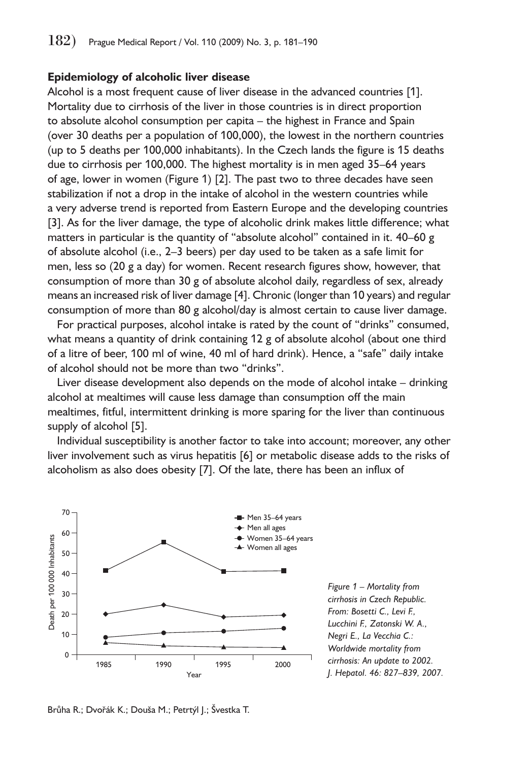### Epidemiology of alcoholic liver disease

Alcohol is a most frequent cause of liver disease in the advanced countries [1]. Mortality due to cirrhosis of the liver in those countries is in direct proportion to absolute alcohol consumption per capita – the highest in France and Spain (over 30 deaths per a population of 100,000), the lowest in the northern countries (up to 5 deaths per 100,000 inhabitants). In the Czech lands the figure is 15 deaths due to cirrhosis per 100,000. The highest mortality is in men aged 35–64 years of age, lower in women (Figure 1) [2]. The past two to three decades have seen stabilization if not a drop in the intake of alcohol in the western countries while a very adverse trend is reported from Eastern Europe and the developing countries [3]. As for the liver damage, the type of alcoholic drink makes little difference; what matters in particular is the quantity of "absolute alcohol" contained in it. 40–60 g of absolute alcohol (i.e., 2–3 beers) per day used to be taken as a safe limit for men, less so (20 g a day) for women. Recent research figures show, however, that consumption of more than 30 g of absolute alcohol daily, regardless of sex, already means an increased risk of liver damage [4]. Chronic (longer than 10 years) and regular consumption of more than 80 g alcohol/day is almost certain to cause liver damage.

For practical purposes, alcohol intake is rated by the count of "drinks" consumed, what means a quantity of drink containing 12 g of absolute alcohol (about one third of a litre of beer, 100 ml of wine, 40 ml of hard drink). Hence, a "safe" daily intake of alcohol should not be more than two "drinks".

Liver disease development also depends on the mode of alcohol intake – drinking alcohol at mealtimes will cause less damage than consumption off the main mealtimes, fitful, intermittent drinking is more sparing for the liver than continuous supply of alcohol [5].

Individual susceptibility is another factor to take into account; moreover, any other liver involvement such as virus hepatitis [6] or metabolic disease adds to the risks of alcoholism as also does obesity [7]. Of the late, there has been an influx of

*Figure 1 – Mortality from cirrhosis in Czech Republic. From: Bosetti C., Levi F., Lucchini F., Zatonski W. A., Negri E., La Vecchia C.: Worldwide mortality from cirrhosis: An update to 2002. J. Hepatol. 46: 827–839, 2007.*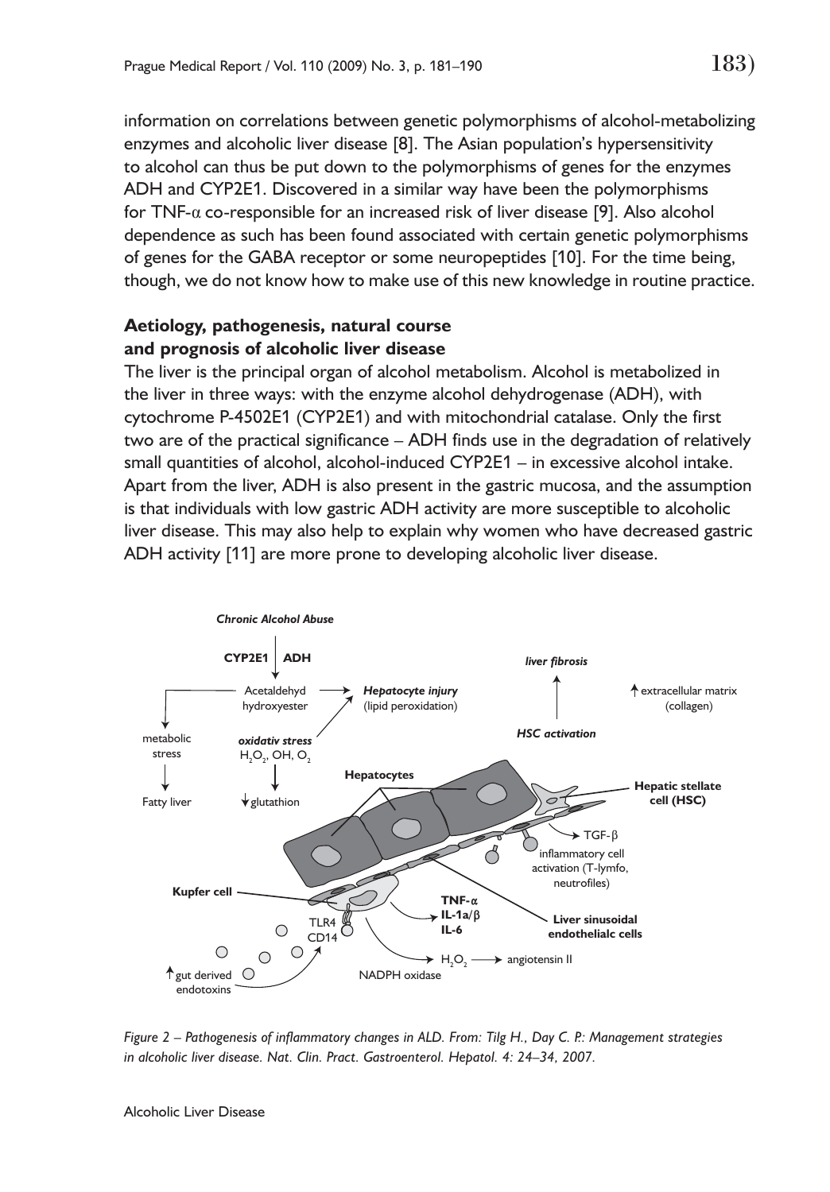information on correlations between genetic polymorphisms of alcohol-metabolizing enzymes and alcoholic liver disease [8]. The Asian population's hypersensitivity to alcohol can thus be put down to the polymorphisms of genes for the enzymes ADH and CYP2E1. Discovered in a similar way have been the polymorphisms for TNF-$\alpha$ co-responsible for an increased risk of liver disease [9]. Also alcohol dependence as such has been found associated with certain genetic polymorphisms of genes for the GABA receptor or some neuropeptides [10]. For the time being, though, we do not know how to make use of this new knowledge in routine practice.

## Aetiology, pathogenesis, natural course and prognosis of alcoholic liver disease

The liver is the principal organ of alcohol metabolism. Alcohol is metabolized in the liver in three ways: with the enzyme alcohol dehydrogenase (ADH), with cytochrome P-4502E1 (CYP2E1) and with mitochondrial catalase. Only the first two are of the practical significance – ADH finds use in the degradation of relatively small quantities of alcohol, alcohol-induced CYP2E1 – in excessive alcohol intake. Apart from the liver, ADH is also present in the gastric mucosa, and the assumption is that individuals with low gastric ADH activity are more susceptible to alcoholic liver disease. This may also help to explain why women who have decreased gastric ADH activity [11] are more prone to developing alcoholic liver disease.

*Figure 2 – Pathogenesis of inflammatory changes in ALD. From: Tilg H., Day C. P.: Management strategies in alcoholic liver disease. Nat. Clin. Pract. Gastroenterol. Hepatol. 4: 24–34, 2007.*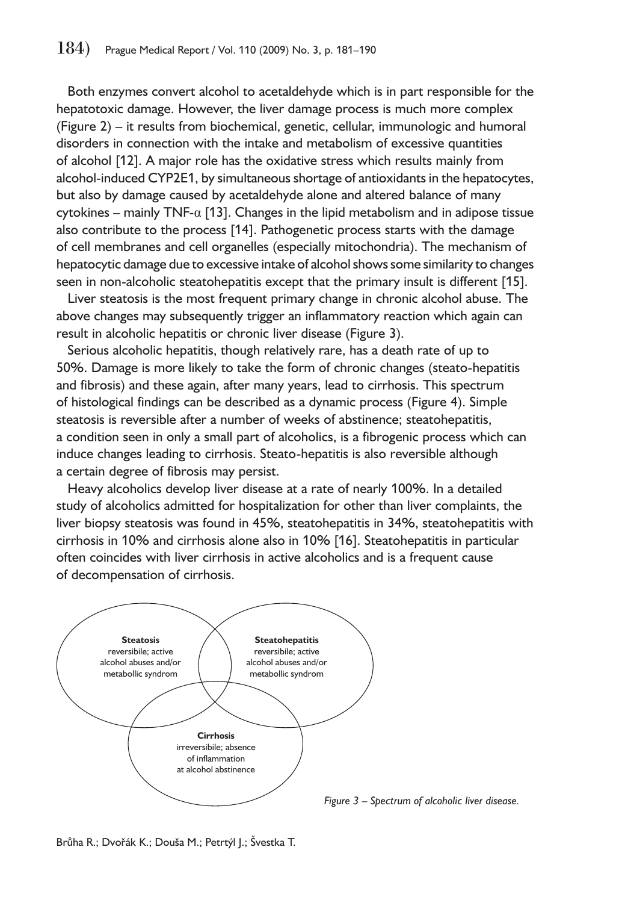Both enzymes convert alcohol to acetaldehyde which is in part responsible for the hepatotoxic damage. However, the liver damage process is much more complex (Figure 2) – it results from biochemical, genetic, cellular, immunologic and humoral disorders in connection with the intake and metabolism of excessive quantities of alcohol [12]. A major role has the oxidative stress which results mainly from alcohol-induced CYP2E1, by simultaneous shortage of antioxidants in the hepatocytes, but also by damage caused by acetaldehyde alone and altered balance of many cytokines – mainly TNF-$\alpha$ [13]. Changes in the lipid metabolism and in adipose tissue also contribute to the process [14]. Pathogenetic process starts with the damage of cell membranes and cell organelles (especially mitochondria). The mechanism of hepatocytic damage due to excessive intake of alcohol shows some similarity to changes seen in non-alcoholic steatohepatitis except that the primary insult is different [15].

Liver steatosis is the most frequent primary change in chronic alcohol abuse. The above changes may subsequently trigger an inflammatory reaction which again can result in alcoholic hepatitis or chronic liver disease (Figure 3).

Serious alcoholic hepatitis, though relatively rare, has a death rate of up to 50%. Damage is more likely to take the form of chronic changes (steato-hepatitis and fibrosis) and these again, after many years, lead to cirrhosis. This spectrum of histological findings can be described as a dynamic process (Figure 4). Simple steatosis is reversible after a number of weeks of abstinence; steatohepatitis, a condition seen in only a small part of alcoholics, is a fibrogenic process which can induce changes leading to cirrhosis. Steato-hepatitis is also reversible although a certain degree of fibrosis may persist.

Heavy alcoholics develop liver disease at a rate of nearly 100%. In a detailed study of alcoholics admitted for hospitalization for other than liver complaints, the liver biopsy steatosis was found in 45%, steatohepatitis in 34%, steatohepatitis with cirrhosis in 10% and cirrhosis alone also in 10% [16]. Steatohepatitis in particular often coincides with liver cirrhosis in active alcoholics and is a frequent cause of decompensation of cirrhosis.

**Steatosis**
reversibile; active alcohol abuses and/or metabollic syndrom

**Steatohepatitis**
reversibile; active alcohol abuses and/or metabollic syndrom

**Cirrhosis**
irreversibile; absence of inflammation at alcohol abstinence

*Figure 3 – Spectrum of alcoholic liver disease.*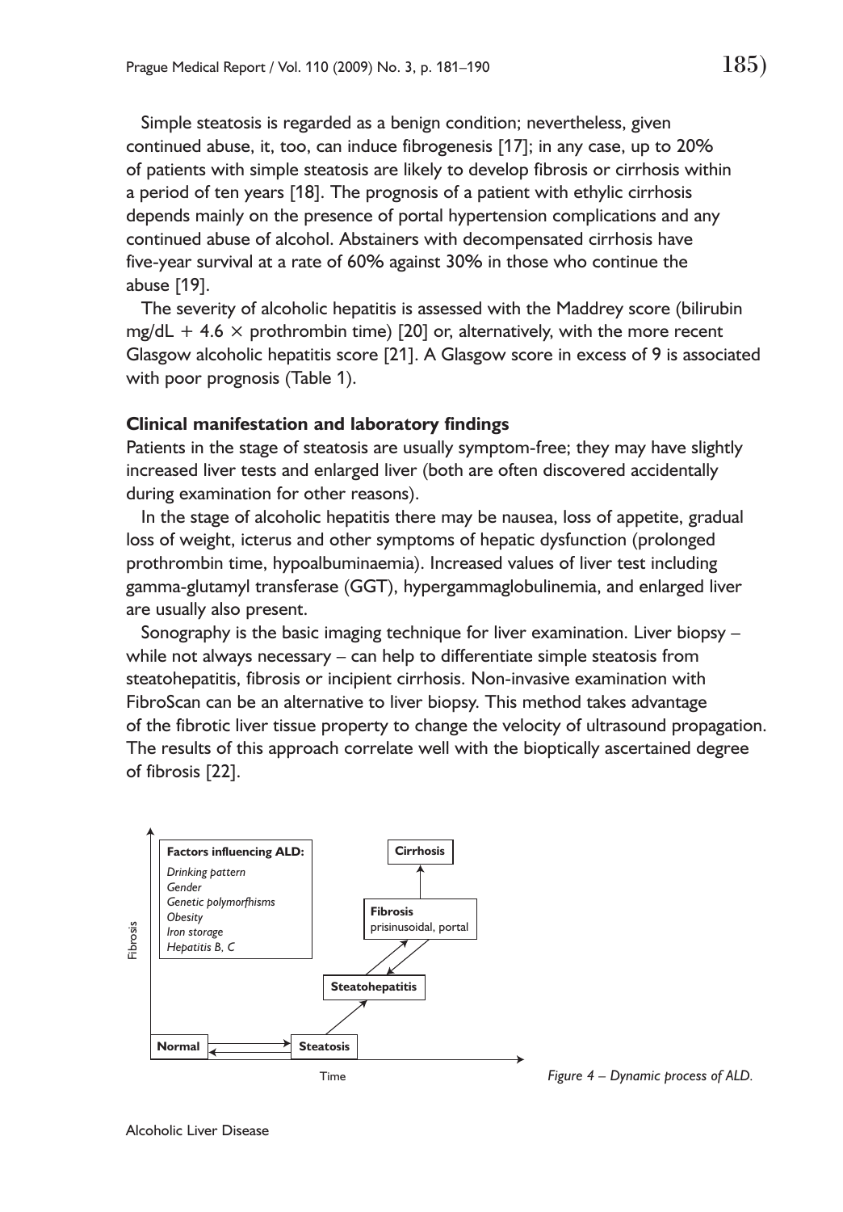Simple steatosis is regarded as a benign condition; nevertheless, given continued abuse, it, too, can induce fibrogenesis [17]; in any case, up to 20% of patients with simple steatosis are likely to develop fibrosis or cirrhosis within a period of ten years [18]. The prognosis of a patient with ethylic cirrhosis depends mainly on the presence of portal hypertension complications and any continued abuse of alcohol. Abstainers with decompensated cirrhosis have five-year survival at a rate of 60% against 30% in those who continue the abuse [19].

The severity of alcoholic hepatitis is assessed with the Maddrey score (bilirubin mg/dL $+ 4.6 \times$ prothrombin time) [20] or, alternatively, with the more recent Glasgow alcoholic hepatitis score [21]. A Glasgow score in excess of 9 is associated with poor prognosis (Table 1).

## Clinical manifestation and laboratory findings

Patients in the stage of steatosis are usually symptom-free; they may have slightly increased liver tests and enlarged liver (both are often discovered accidentally during examination for other reasons).

In the stage of alcoholic hepatitis there may be nausea, loss of appetite, gradual loss of weight, icterus and other symptoms of hepatic dysfunction (prolonged prothrombin time, hypoalbuminaemia). Increased values of liver test including gamma-glutamyl transferase (GGT), hypergammaglobulinemia, and enlarged liver are usually also present.

Sonography is the basic imaging technique for liver examination. Liver biopsy – while not always necessary – can help to differentiate simple steatosis from steatohepatitis, fibrosis or incipient cirrhosis. Non-invasive examination with FibroScan can be an alternative to liver biopsy. This method takes advantage of the fibrotic liver tissue property to change the velocity of ultrasound propagation. The results of this approach correlate well with the bioptically ascertained degree of fibrosis [22].

*Figure 4 – Dynamic process of ALD.*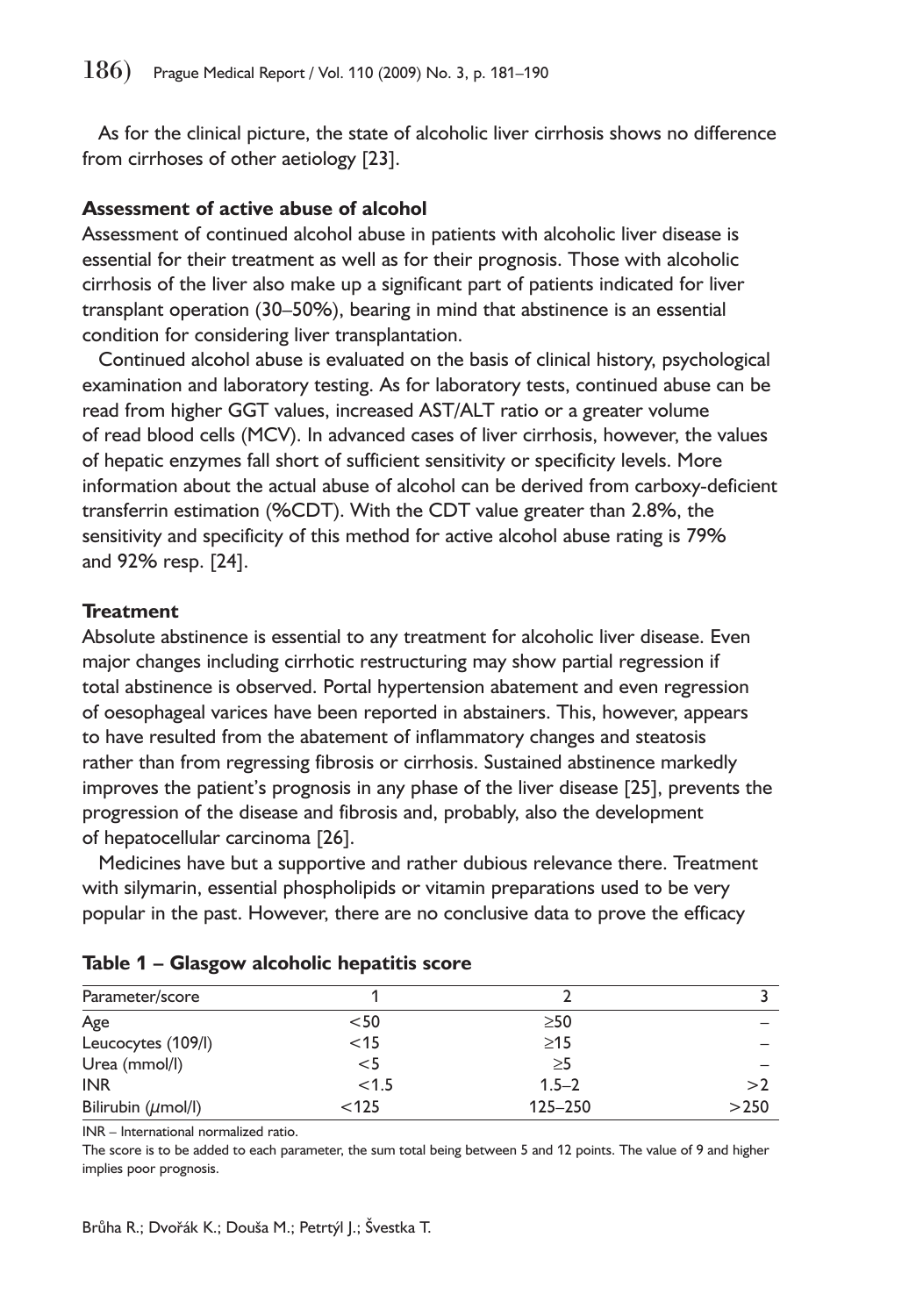As for the clinical picture, the state of alcoholic liver cirrhosis shows no difference from cirrhoses of other aetiology [23].

**Assessment of active abuse of alcohol**

Assessment of continued alcohol abuse in patients with alcoholic liver disease is essential for their treatment as well as for their prognosis. Those with alcoholic cirrhosis of the liver also make up a significant part of patients indicated for liver transplant operation (30–50%), bearing in mind that abstinence is an essential condition for considering liver transplantation.

Continued alcohol abuse is evaluated on the basis of clinical history, psychological examination and laboratory testing. As for laboratory tests, continued abuse can be read from higher GGT values, increased AST/ALT ratio or a greater volume of read blood cells (MCV). In advanced cases of liver cirrhosis, however, the values of hepatic enzymes fall short of sufficient sensitivity or specificity levels. More information about the actual abuse of alcohol can be derived from carboxy-deficient transferrin estimation (%CDT). With the CDT value greater than 2.8%, the sensitivity and specificity of this method for active alcohol abuse rating is 79% and 92% resp. [24].

**Treatment**

Absolute abstinence is essential to any treatment for alcoholic liver disease. Even major changes including cirrhotic restructuring may show partial regression if total abstinence is observed. Portal hypertension abatement and even regression of oesophageal varices have been reported in abstainers. This, however, appears to have resulted from the abatement of inflammatory changes and steatosis rather than from regressing fibrosis or cirrhosis. Sustained abstinence markedly improves the patient's prognosis in any phase of the liver disease [25], prevents the progression of the disease and fibrosis and, probably, also the development of hepatocellular carcinoma [26].

Medicines have but a supportive and rather dubious relevance there. Treatment with silymarin, essential phospholipids or vitamin preparations used to be very popular in the past. However, there are no conclusive data to prove the efficacy

**Table 1 – Glasgow alcoholic hepatitis score**

| Parameter/score | 1 | 2 | 3 |
|---|---|---|---|
| Age | <50 | ≥50 | – |
| Leucocytes (109/l) | <15 | ≥15 | – |
| Urea (mmol/l) | <5 | ≥5 | – |
| INR | <1.5 | 1.5–2 | >2 |
| Bilirubin (μmol/l) | <125 | 125–250 | >250 |

INR – International normalized ratio.

The score is to be added to each parameter, the sum total being between 5 and 12 points. The value of 9 and higher implies poor prognosis.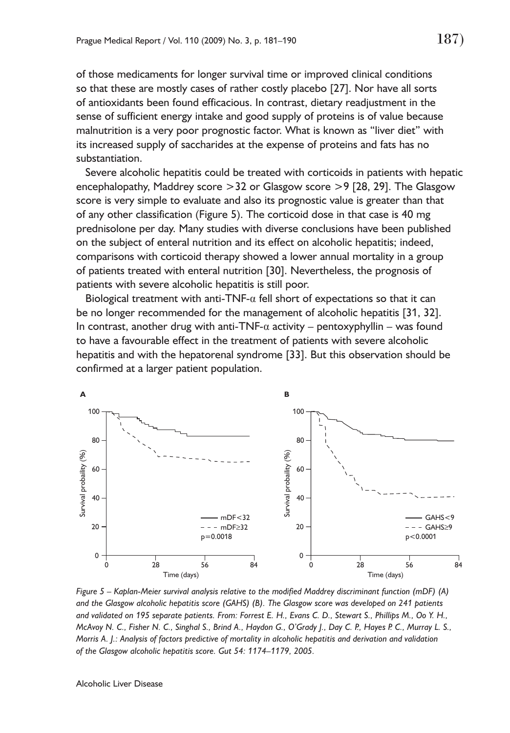of those medicaments for longer survival time or improved clinical conditions so that these are mostly cases of rather costly placebo [27]. Nor have all sorts of antioxidants been found efficacious. In contrast, dietary readjustment in the sense of sufficient energy intake and good supply of proteins is of value because malnutrition is a very poor prognostic factor. What is known as "liver diet" with its increased supply of saccharides at the expense of proteins and fats has no substantiation.

Severe alcoholic hepatitis could be treated with corticoids in patients with hepatic encephalopathy, Maddrey score >32 or Glasgow score >9 [28, 29]. The Glasgow score is very simple to evaluate and also its prognostic value is greater than that of any other classification (Figure 5). The corticoid dose in that case is 40 mg prednisolone per day. Many studies with diverse conclusions have been published on the subject of enteral nutrition and its effect on alcoholic hepatitis; indeed, comparisons with corticoid therapy showed a lower annual mortality in a group of patients treated with enteral nutrition [30]. Nevertheless, the prognosis of patients with severe alcoholic hepatitis is still poor.

Biological treatment with anti-TNF-$\alpha$ fell short of expectations so that it can be no longer recommended for the management of alcoholic hepatitis [31, 32]. In contrast, another drug with anti-TNF-$\alpha$ activity – pentoxyphyllin – was found to have a favourable effect in the treatment of patients with severe alcoholic hepatitis and with the hepatorenal syndrome [33]. But this observation should be confirmed at a larger patient population.

*Figure 5 – Kaplan-Meier survival analysis relative to the modified Maddrey discriminant function (mDF) (A) and the Glasgow alcoholic hepatitis score (GAHS) (B). The Glasgow score was developed on 241 patients and validated on 195 separate patients. From: Forrest E. H., Evans C. D., Stewart S., Phillips M., Oo Y. H., McAvoy N. C., Fisher N. C., Singhal S., Brind A., Haydon G., O'Grady J., Day C. P., Hayes P. C., Murray L. S., Morris A. J.: Analysis of factors predictive of mortality in alcoholic hepatitis and derivation and validation of the Glasgow alcoholic hepatitis score. Gut 54: 1174–1179, 2005.*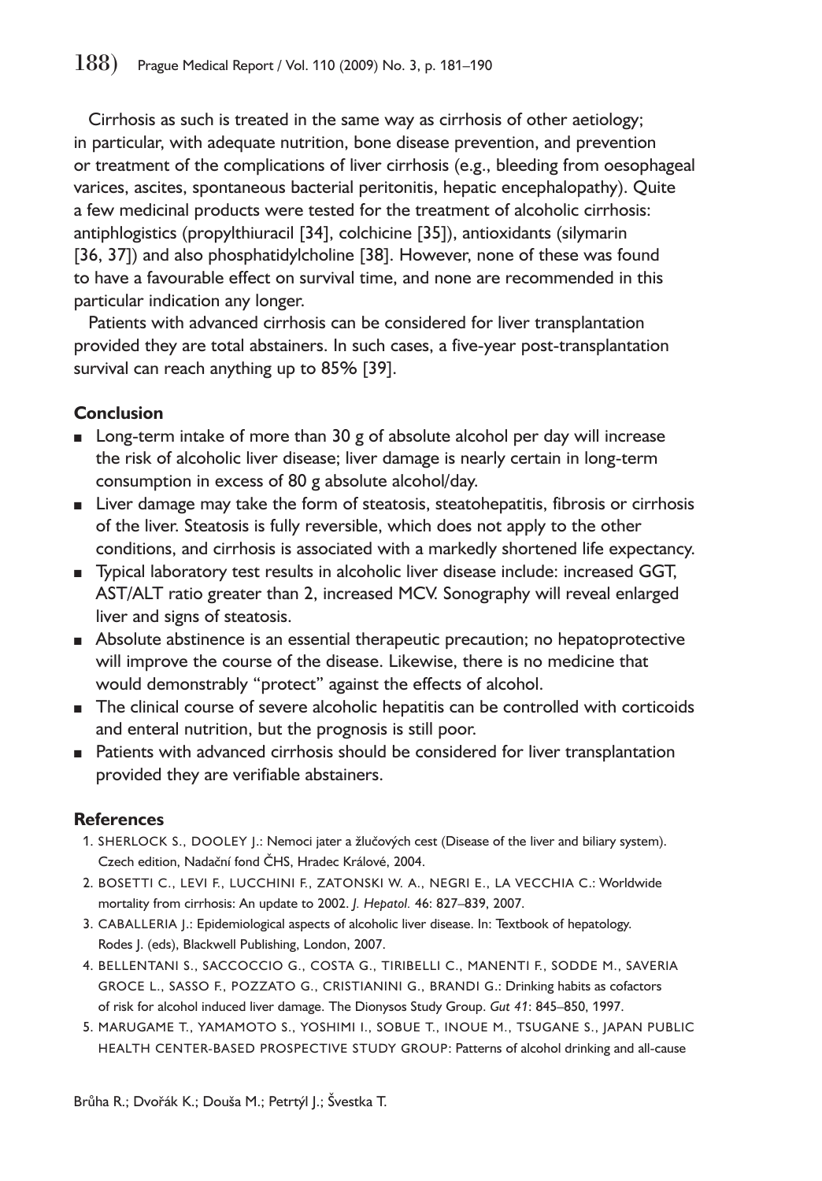Cirrhosis as such is treated in the same way as cirrhosis of other aetiology; in particular, with adequate nutrition, bone disease prevention, and prevention or treatment of the complications of liver cirrhosis (e.g., bleeding from oesophageal varices, ascites, spontaneous bacterial peritonitis, hepatic encephalopathy). Quite a few medicinal products were tested for the treatment of alcoholic cirrhosis: antiphlogistics (propylthiuracil [34], colchicine [35]), antioxidants (silymarin [36, 37]) and also phosphatidylcholine [38]. However, none of these was found to have a favourable effect on survival time, and none are recommended in this particular indication any longer.

Patients with advanced cirrhosis can be considered for liver transplantation provided they are total abstainers. In such cases, a five-year post-transplantation survival can reach anything up to 85% [39].

## Conclusion

- Long-term intake of more than 30 g of absolute alcohol per day will increase the risk of alcoholic liver disease; liver damage is nearly certain in long-term consumption in excess of 80 g absolute alcohol/day.
- Liver damage may take the form of steatosis, steatohepatitis, fibrosis or cirrhosis of the liver. Steatosis is fully reversible, which does not apply to the other conditions, and cirrhosis is associated with a markedly shortened life expectancy.
- Typical laboratory test results in alcoholic liver disease include: increased GGT, AST/ALT ratio greater than 2, increased MCV. Sonography will reveal enlarged liver and signs of steatosis.
- Absolute abstinence is an essential therapeutic precaution; no hepatoprotective will improve the course of the disease. Likewise, there is no medicine that would demonstrably "protect" against the effects of alcohol.
- The clinical course of severe alcoholic hepatitis can be controlled with corticoids and enteral nutrition, but the prognosis is still poor.
- Patients with advanced cirrhosis should be considered for liver transplantation provided they are verifiable abstainers.

## References

1. SHERLOCK S., DOOLEY J.: Nemoci jater a žlučových cest (Disease of the liver and biliary system). Czech edition, Nadační fond ČHS, Hradec Králové, 2004.
2. BOSETTI C., LEVI F., LUCCHINI F., ZATONSKI W. A., NEGRI E., LA VECCHIA C.: Worldwide mortality from cirrhosis: An update to 2002. *J. Hepatol.* 46: 827–839, 2007.
3. CABALLERIA J.: Epidemiological aspects of alcoholic liver disease. In: Textbook of hepatology. Rodes J. (eds), Blackwell Publishing, London, 2007.
4. BELLENTANI S., SACCOCCIO G., COSTA G., TIRIBELLI C., MANENTI F., SODDE M., SAVERIA GROCE L., SASSO F., POZZATO G., CRISTIANINI G., BRANDI G.: Drinking habits as cofactors of risk for alcohol induced liver damage. The Dionysos Study Group. *Gut 41*: 845–850, 1997.
5. MARUGAME T., YAMAMOTO S., YOSHIMI I., SOBUE T., INOUE M., TSUGANE S., JAPAN PUBLIC HEALTH CENTER-BASED PROSPECTIVE STUDY GROUP: Patterns of alcohol drinking and all-cause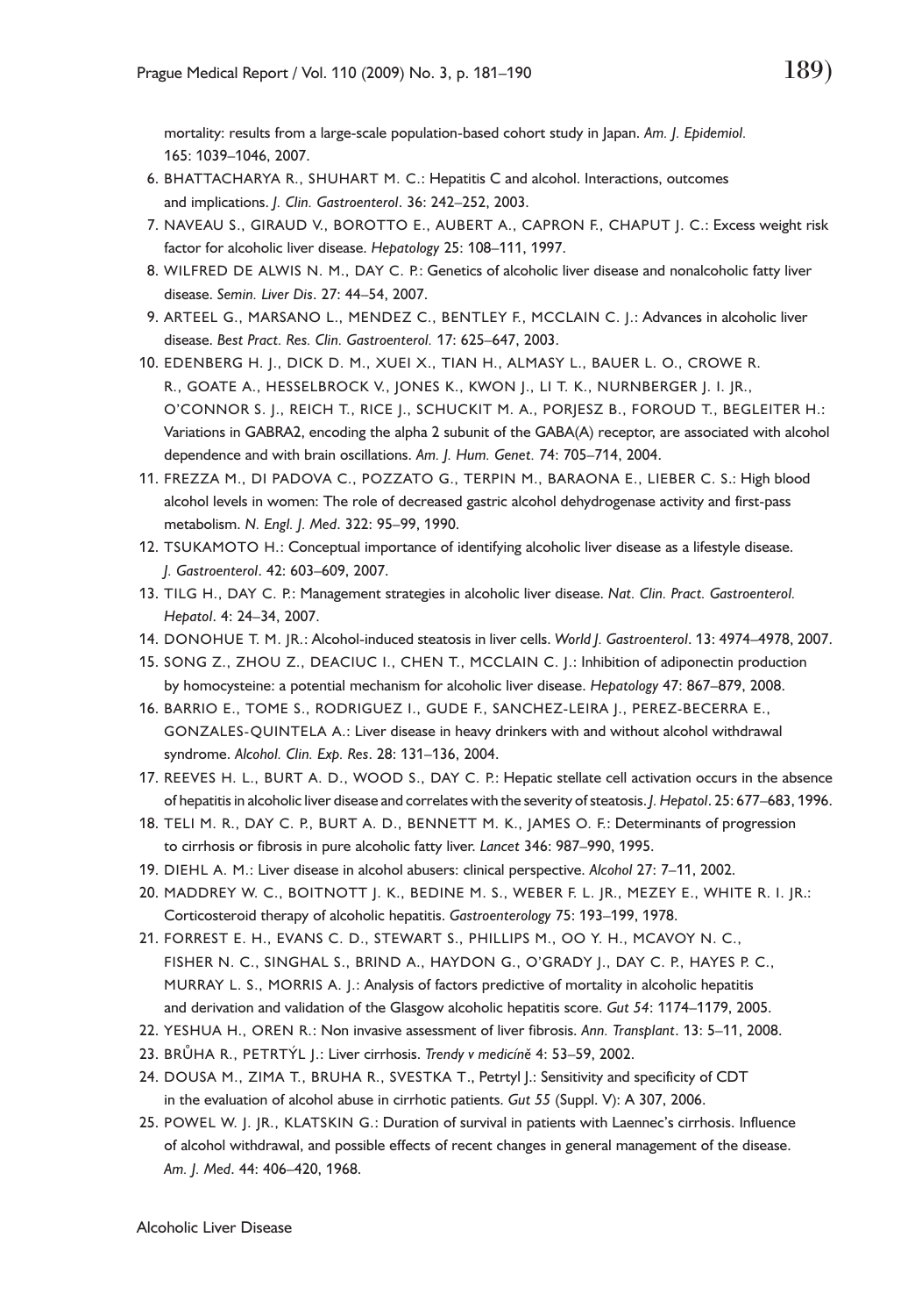mortality: results from a large-scale population-based cohort study in Japan. *Am. J. Epidemiol.* 165: 1039–1046, 2007.

6. BHATTACHARYA R., SHUHART M. C.: Hepatitis C and alcohol. Interactions, outcomes and implications. *J. Clin. Gastroenterol*. 36: 242–252, 2003.
7. NAVEAU S., GIRAUD V., BOROTTO E., AUBERT A., CAPRON F., CHAPUT J. C.: Excess weight risk factor for alcoholic liver disease. *Hepatology* 25: 108–111, 1997.
8. WILFRED DE ALWIS N. M., DAY C. P.: Genetics of alcoholic liver disease and nonalcoholic fatty liver disease. *Semin. Liver Dis*. 27: 44–54, 2007.
9. ARTEEL G., MARSANO L., MENDEZ C., BENTLEY F., MCCLAIN C. J.: Advances in alcoholic liver disease. *Best Pract. Res. Clin. Gastroenterol.* 17: 625–647, 2003.
10. EDENBERG H. J., DICK D. M., XUEI X., TIAN H., ALMASY L., BAUER L. O., CROWE R. R., GOATE A., HESSELBROCK V., JONES K., KWON J., LI T. K., NURNBERGER J. I. JR., O'CONNOR S. J., REICH T., RICE J., SCHUCKIT M. A., PORJESZ B., FOROUD T., BEGLEITER H.: Variations in GABRA2, encoding the alpha 2 subunit of the GABA(A) receptor, are associated with alcohol dependence and with brain oscillations. *Am. J. Hum. Genet.* 74: 705–714, 2004.
11. FREZZA M., DI PADOVA C., POZZATO G., TERPIN M., BARAONA E., LIEBER C. S.: High blood alcohol levels in women: The role of decreased gastric alcohol dehydrogenase activity and first-pass metabolism. *N. Engl. J. Med*. 322: 95–99, 1990.
12. TSUKAMOTO H.: Conceptual importance of identifying alcoholic liver disease as a lifestyle disease. *J. Gastroenterol*. 42: 603–609, 2007.
13. TILG H., DAY C. P.: Management strategies in alcoholic liver disease. *Nat. Clin. Pract. Gastroenterol. Hepatol*. 4: 24–34, 2007.
14. DONOHUE T. M. JR.: Alcohol-induced steatosis in liver cells. *World J. Gastroenterol*. 13: 4974–4978, 2007.
15. SONG Z., ZHOU Z., DEACIUC I., CHEN T., MCCLAIN C. J.: Inhibition of adiponectin production by homocysteine: a potential mechanism for alcoholic liver disease. *Hepatology* 47: 867–879, 2008.
16. BARRIO E., TOME S., RODRIGUEZ I., GUDE F., SANCHEZ-LEIRA J., PEREZ-BECERRA E., GONZALES-QUINTELA A.: Liver disease in heavy drinkers with and without alcohol withdrawal syndrome. *Alcohol. Clin. Exp. Res*. 28: 131–136, 2004.
17. REEVES H. L., BURT A. D., WOOD S., DAY C. P.: Hepatic stellate cell activation occurs in the absence of hepatitis in alcoholic liver disease and correlates with the severity of steatosis. *J. Hepatol*. 25: 677–683, 1996.
18. TELI M. R., DAY C. P., BURT A. D., BENNETT M. K., JAMES O. F.: Determinants of progression to cirrhosis or fibrosis in pure alcoholic fatty liver. *Lancet* 346: 987–990, 1995.
19. DIEHL A. M.: Liver disease in alcohol abusers: clinical perspective. *Alcohol* 27: 7–11, 2002.
20. MADDREY W. C., BOITNOTT J. K., BEDINE M. S., WEBER F. L. JR., MEZEY E., WHITE R. I. JR.: Corticosteroid therapy of alcoholic hepatitis. *Gastroenterology* 75: 193–199, 1978.
21. FORREST E. H., EVANS C. D., STEWART S., PHILLIPS M., OO Y. H., MCAVOY N. C., FISHER N. C., SINGHAL S., BRIND A., HAYDON G., O'GRADY J., DAY C. P., HAYES P. C., MURRAY L. S., MORRIS A. J.: Analysis of factors predictive of mortality in alcoholic hepatitis and derivation and validation of the Glasgow alcoholic hepatitis score. *Gut 54*: 1174–1179, 2005.
22. YESHUA H., OREN R.: Non invasive assessment of liver fibrosis. *Ann. Transplant*. 13: 5–11, 2008.
23. BRŮHA R., PETRTÝL J.: Liver cirrhosis. *Trendy v medicíně* 4: 53–59, 2002.
24. DOUSA M., ZIMA T., BRUHA R., SVESTKA T., Petrtyl J.: Sensitivity and specificity of CDT in the evaluation of alcohol abuse in cirrhotic patients. *Gut 55* (Suppl. V): A 307, 2006.
25. POWEL W. J. JR., KLATSKIN G.: Duration of survival in patients with Laennec's cirrhosis. Influence of alcohol withdrawal, and possible effects of recent changes in general management of the disease. *Am. J. Med*. 44: 406–420, 1968.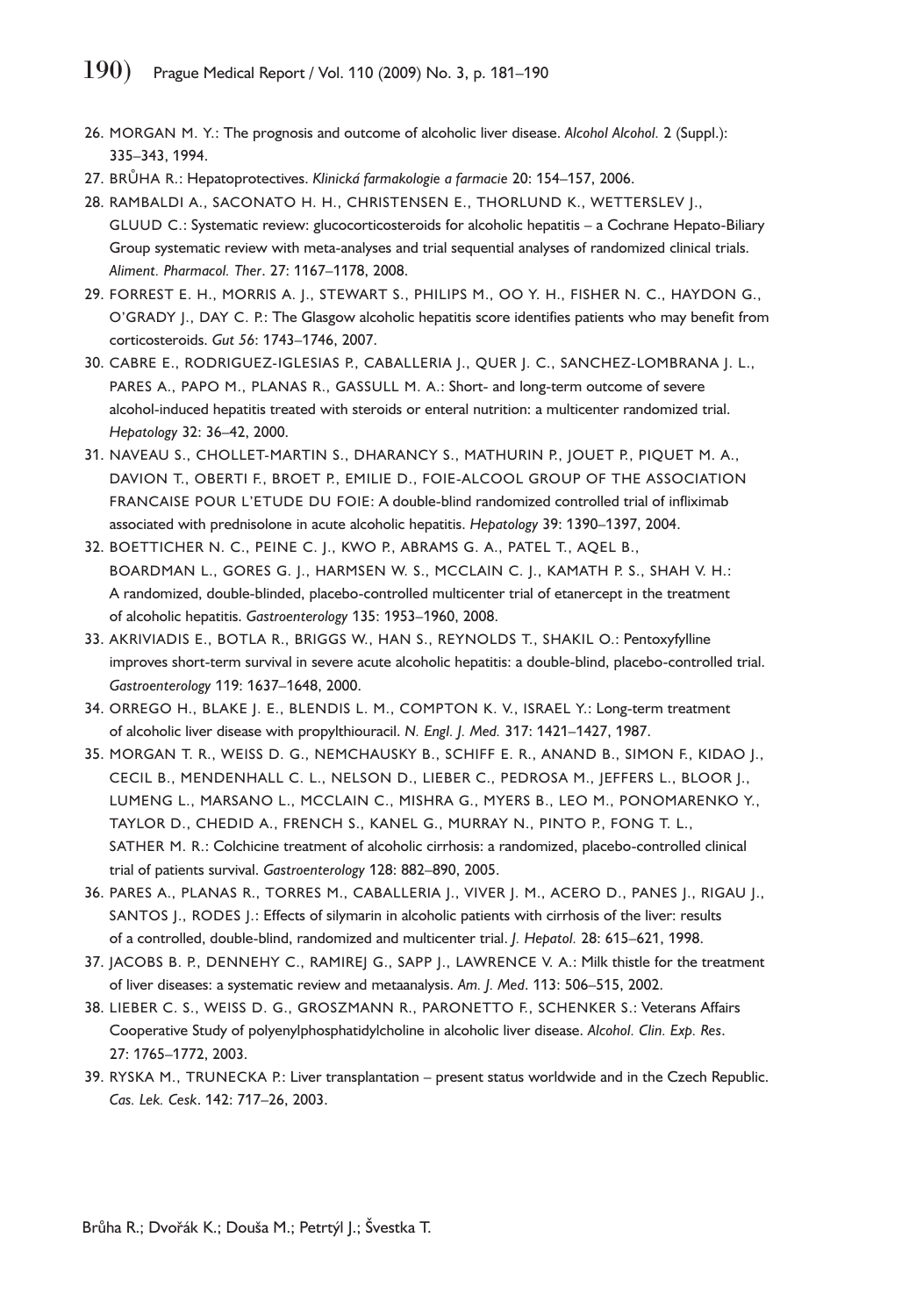26. MORGAN M. Y.: The prognosis and outcome of alcoholic liver disease. *Alcohol Alcohol.* 2 (Suppl.): 335–343, 1994.
27. BRŮHA R.: Hepatoprotectives. *Klinická farmakologie a farmacie* 20: 154–157, 2006.
28. RAMBALDI A., SACONATO H. H., CHRISTENSEN E., THORLUND K., WETTERSLEV J., GLUUD C.: Systematic review: glucocorticosteroids for alcoholic hepatitis – a Cochrane Hepato-Biliary Group systematic review with meta-analyses and trial sequential analyses of randomized clinical trials. *Aliment. Pharmacol. Ther*. 27: 1167–1178, 2008.
29. FORREST E. H., MORRIS A. J., STEWART S., PHILIPS M., OO Y. H., FISHER N. C., HAYDON G., O'GRADY J., DAY C. P.: The Glasgow alcoholic hepatitis score identifies patients who may benefit from corticosteroids. *Gut 56*: 1743–1746, 2007.
30. CABRE E., RODRIGUEZ-IGLESIAS P., CABALLERIA J., QUER J. C., SANCHEZ-LOMBRANA J. L., PARES A., PAPO M., PLANAS R., GASSULL M. A.: Short- and long-term outcome of severe alcohol-induced hepatitis treated with steroids or enteral nutrition: a multicenter randomized trial. *Hepatology* 32: 36–42, 2000.
31. NAVEAU S., CHOLLET-MARTIN S., DHARANCY S., MATHURIN P., JOUET P., PIQUET M. A., DAVION T., OBERTI F., BROET P., EMILIE D., FOIE-ALCOOL GROUP OF THE ASSOCIATION FRANCAISE POUR L'ETUDE DU FOIE: A double-blind randomized controlled trial of infliximab associated with prednisolone in acute alcoholic hepatitis. *Hepatology* 39: 1390–1397, 2004.
32. BOETTICHER N. C., PEINE C. J., KWO P., ABRAMS G. A., PATEL T., AQEL B., BOARDMAN L., GORES G. J., HARMSEN W. S., MCCLAIN C. J., KAMATH P. S., SHAH V. H.: A randomized, double-blinded, placebo-controlled multicenter trial of etanercept in the treatment of alcoholic hepatitis. *Gastroenterology* 135: 1953–1960, 2008.
33. AKRIVIADIS E., BOTLA R., BRIGGS W., HAN S., REYNOLDS T., SHAKIL O.: Pentoxyfylline improves short-term survival in severe acute alcoholic hepatitis: a double-blind, placebo-controlled trial. *Gastroenterology* 119: 1637–1648, 2000.
34. ORREGO H., BLAKE J. E., BLENDIS L. M., COMPTON K. V., ISRAEL Y.: Long-term treatment of alcoholic liver disease with propylthiouracil. *N. Engl. J. Med.* 317: 1421–1427, 1987.
35. MORGAN T. R., WEISS D. G., NEMCHAUSKY B., SCHIFF E. R., ANAND B., SIMON F., KIDAO J., CECIL B., MENDENHALL C. L., NELSON D., LIEBER C., PEDROSA M., JEFFERS L., BLOOR J., LUMENG L., MARSANO L., MCCLAIN C., MISHRA G., MYERS B., LEO M., PONOMARENKO Y., TAYLOR D., CHEDID A., FRENCH S., KANEL G., MURRAY N., PINTO P., FONG T. L., SATHER M. R.: Colchicine treatment of alcoholic cirrhosis: a randomized, placebo-controlled clinical trial of patients survival. *Gastroenterology* 128: 882–890, 2005.
36. PARES A., PLANAS R., TORRES M., CABALLERIA J., VIVER J. M., ACERO D., PANES J., RIGAU J., SANTOS J., RODES J.: Effects of silymarin in alcoholic patients with cirrhosis of the liver: results of a controlled, double-blind, randomized and multicenter trial. *J. Hepatol.* 28: 615–621, 1998.
37. JACOBS B. P., DENNEHY C., RAMIREJ G., SAPP J., LAWRENCE V. A.: Milk thistle for the treatment of liver diseases: a systematic review and metaanalysis. *Am. J. Med*. 113: 506–515, 2002.
38. LIEBER C. S., WEISS D. G., GROSZMANN R., PARONETTO F., SCHENKER S.: Veterans Affairs Cooperative Study of polyenylphosphatidylcholine in alcoholic liver disease. *Alcohol. Clin. Exp. Res*. 27: 1765–1772, 2003.
39. RYSKA M., TRUNECKA P.: Liver transplantation – present status worldwide and in the Czech Republic. *Cas. Lek. Cesk*. 142: 717–26, 2003.